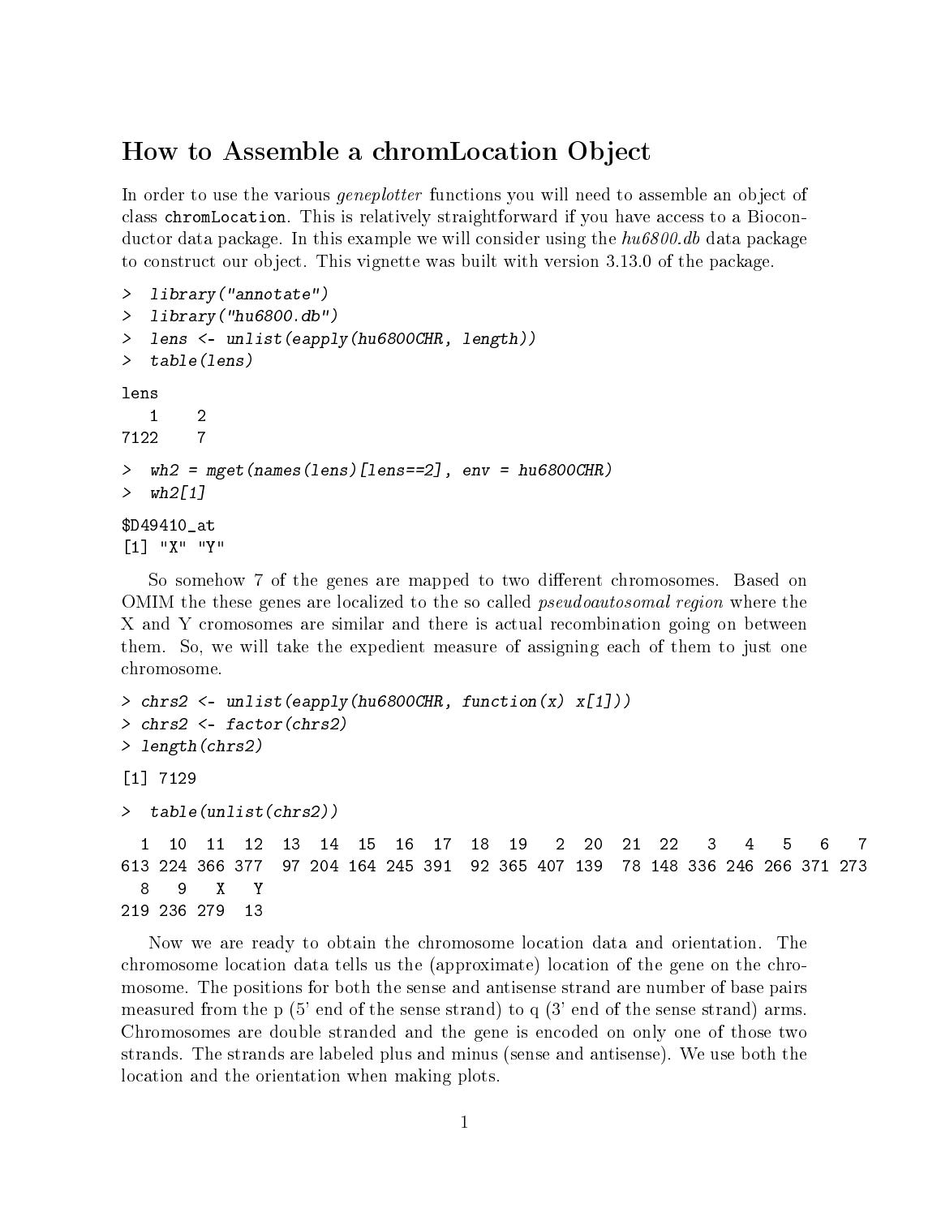# How to Assemble a chromLocation Object

In order to use the various *geneplotter* functions you will need to assemble an object of class chromLocation. This is relatively straightforward if you have access to a Bioconductor data package. In this example we will consider using the *hu6800.db* data package to construct our object. This vignette was built with version 3.13.0 of the package.

```
> library("annotate")
> library("hu6800.db")
> lens <- unlist(eapply(hu6800CHR, length))
> table(lens)

lens
   1    2
7122    7

> wh2 = mget(names(lens)[lens==2], env = hu6800CHR)
> wh2[1]

$D49410_at
[1] "X" "Y"
```

So somehow 7 of the genes are mapped to two different chromosomes. Based on OMIM the these genes are localized to the so called *pseudoautosomal region* where the X and Y cromosomes are similar and there is actual recombination going on between them. So, we will take the expedient measure of assigning each of them to just one chromosome.

```
> chrs2 <- unlist(eapply(hu6800CHR, function(x) x[1]))
> chrs2 <- factor(chrs2)
> length(chrs2)

[1] 7129

> table(unlist(chrs2))

  1  10  11  12  13  14  15  16  17  18  19   2  20  21  22   3   4   5   6   7
613 224 366 377  97 204 164 245 391  92 365 407 139  78 148 336 246 266 371 273
  8   9   X   Y
219 236 279  13
```

Now we are ready to obtain the chromosome location data and orientation. The chromosome location data tells us the (approximate) location of the gene on the chromosome. The positions for both the sense and antisense strand are number of base pairs measured from the p (5' end of the sense strand) to q (3' end of the sense strand) arms. Chromosomes are double stranded and the gene is encoded on only one of those two strands. The strands are labeled plus and minus (sense and antisense). We use both the location and the orientation when making plots.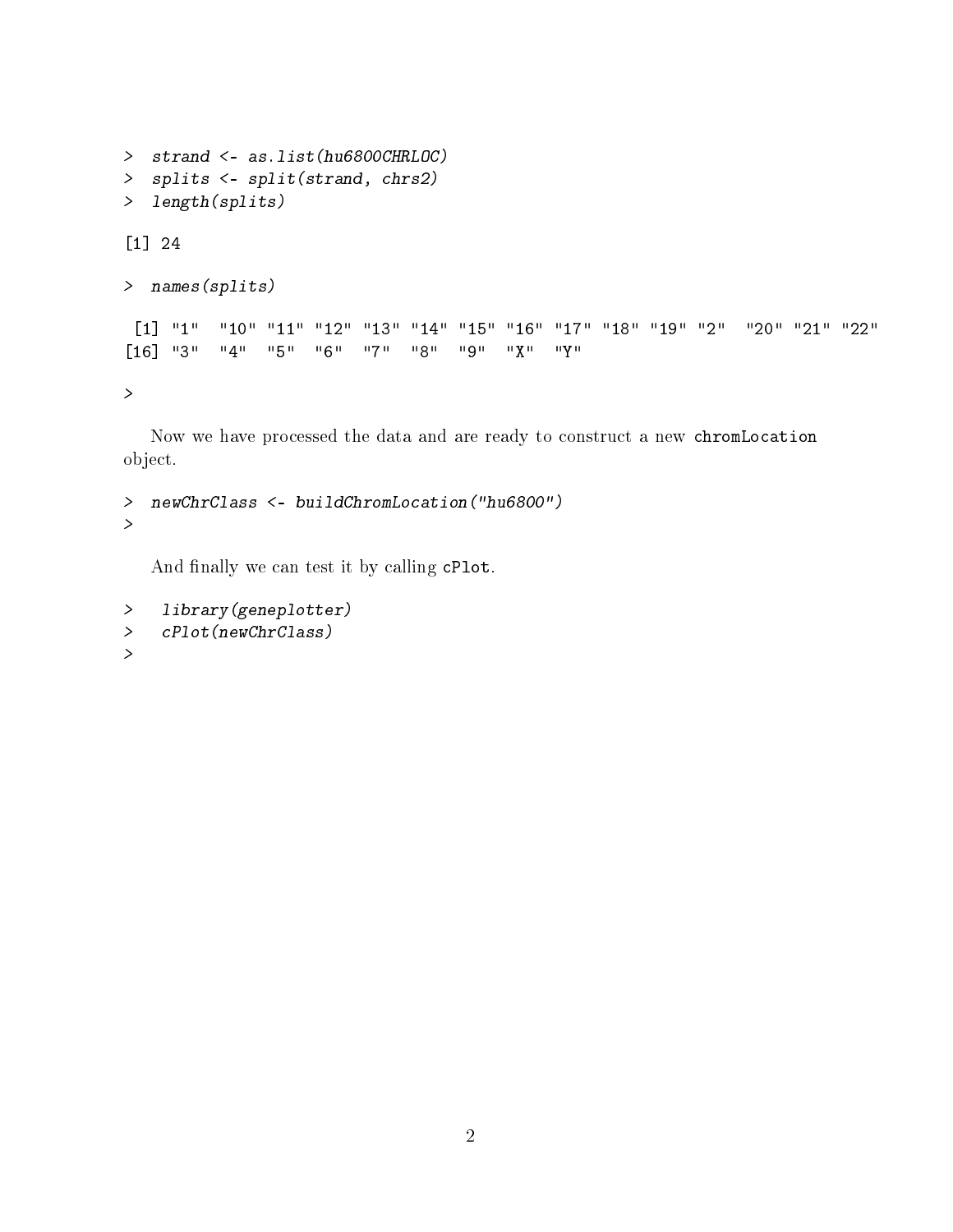```
> strand <- as.list(hu6800CHRLOC)
> splits <- split(strand, chrs2)
> length(splits)

[1] 24

> names(splits)

 [1] "1"  "10" "11" "12" "13" "14" "15" "16" "17" "18" "19" "2"  "20" "21" "22"
[16] "3"  "4"  "5"  "6"  "7"  "8"  "9"  "X"  "Y"

>
```

Now we have processed the data and are ready to construct a new `chromLocation` object.

```
> newChrClass <- buildChromLocation("hu6800")
>
```

And finally we can test it by calling `cPlot`.

```
>  library(geneplotter)
>  cPlot(newChrClass)
>
```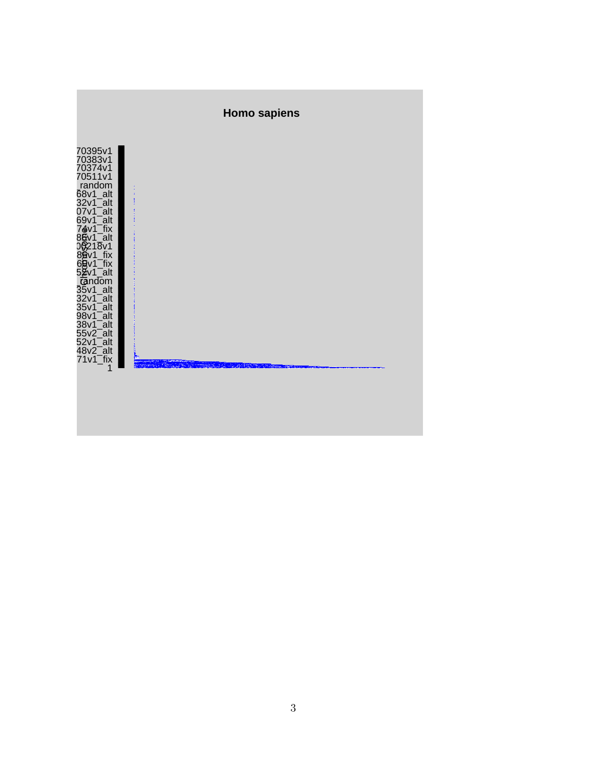**Homo sapiens**

70395v1
70383v1
70374v1
70511v1
_random
68v1_alt
32v1_alt
07v1_alt
69v1_alt
74v1_fix
86v1_alt
00218v1
89v1_fix
69v1_fix
52v1_alt
_random
35v1_alt
32v1_alt
35v1_alt
98v1_alt
38v1_alt
55v2_alt
52v1_alt
48v2_alt
71v1_fix
1